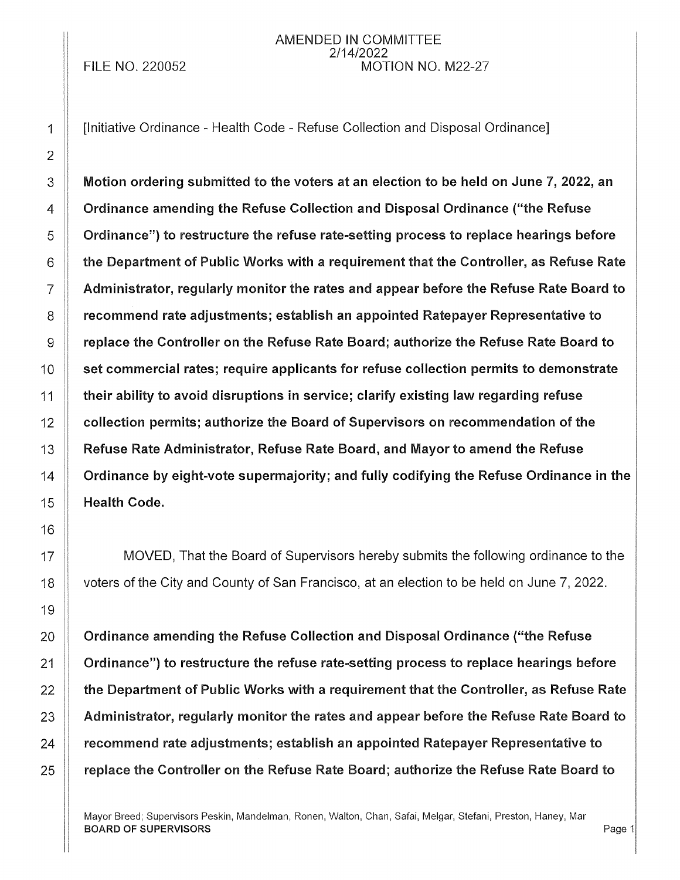AMENDED IN COMMITTEE
2/14/2022

FILE NO. 220052 MOTION NO. M22-27

[Initiative Ordinance - Health Code - Refuse Collection and Disposal Ordinance]

**Motion ordering submitted to the voters at an election to be held on June 7, 2022, an Ordinance amending the Refuse Collection and Disposal Ordinance ("the Refuse Ordinance") to restructure the refuse rate-setting process to replace hearings before the Department of Public Works with a requirement that the Controller, as Refuse Rate Administrator, regularly monitor the rates and appear before the Refuse Rate Board to recommend rate adjustments; establish an appointed Ratepayer Representative to replace the Controller on the Refuse Rate Board; authorize the Refuse Rate Board to set commercial rates; require applicants for refuse collection permits to demonstrate their ability to avoid disruptions in service; clarify existing law regarding refuse collection permits; authorize the Board of Supervisors on recommendation of the Refuse Rate Administrator, Refuse Rate Board, and Mayor to amend the Refuse Ordinance by eight-vote supermajority; and fully codifying the Refuse Ordinance in the Health Code.**

MOVED, That the Board of Supervisors hereby submits the following ordinance to the voters of the City and County of San Francisco, at an election to be held on June 7, 2022.

**Ordinance amending the Refuse Collection and Disposal Ordinance ("the Refuse Ordinance") to restructure the refuse rate-setting process to replace hearings before the Department of Public Works with a requirement that the Controller, as Refuse Rate Administrator, regularly monitor the rates and appear before the Refuse Rate Board to recommend rate adjustments; establish an appointed Ratepayer Representative to replace the Controller on the Refuse Rate Board; authorize the Refuse Rate Board to**

Mayor Breed; Supervisors Peskin, Mandelman, Ronen, Walton, Chan, Safai, Melgar, Stefani, Preston, Haney, Mar
**BOARD OF SUPERVISORS**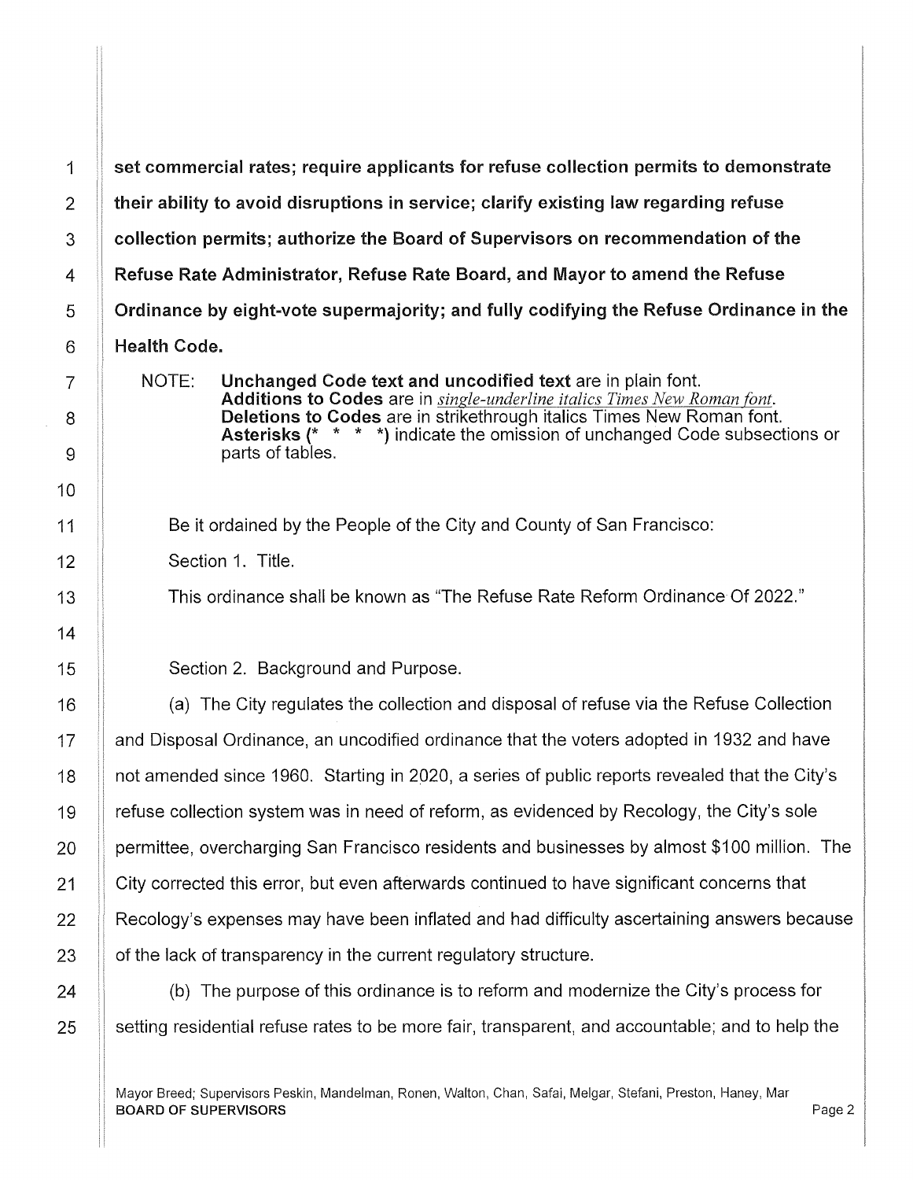**set commercial rates; require applicants for refuse collection permits to demonstrate their ability to avoid disruptions in service; clarify existing law regarding refuse collection permits; authorize the Board of Supervisors on recommendation of the Refuse Rate Administrator, Refuse Rate Board, and Mayor to amend the Refuse Ordinance by eight-vote supermajority; and fully codifying the Refuse Ordinance in the Health Code.**

NOTE: **Unchanged Code text and uncodified text** are in plain font.
**Additions to Codes** are in *single-underline italics Times New Roman font*.
**Deletions to Codes** are in strikethrough italics Times New Roman font.
**Asterisks (* * * *)** indicate the omission of unchanged Code subsections or parts of tables.

Be it ordained by the People of the City and County of San Francisco:

Section 1. Title.

This ordinance shall be known as "The Refuse Rate Reform Ordinance Of 2022."

Section 2. Background and Purpose.

(a) The City regulates the collection and disposal of refuse via the Refuse Collection and Disposal Ordinance, an uncodified ordinance that the voters adopted in 1932 and have not amended since 1960. Starting in 2020, a series of public reports revealed that the City's refuse collection system was in need of reform, as evidenced by Recology, the City's sole permittee, overcharging San Francisco residents and businesses by almost $100 million. The City corrected this error, but even afterwards continued to have significant concerns that Recology's expenses may have been inflated and had difficulty ascertaining answers because of the lack of transparency in the current regulatory structure.

(b) The purpose of this ordinance is to reform and modernize the City's process for setting residential refuse rates to be more fair, transparent, and accountable; and to help the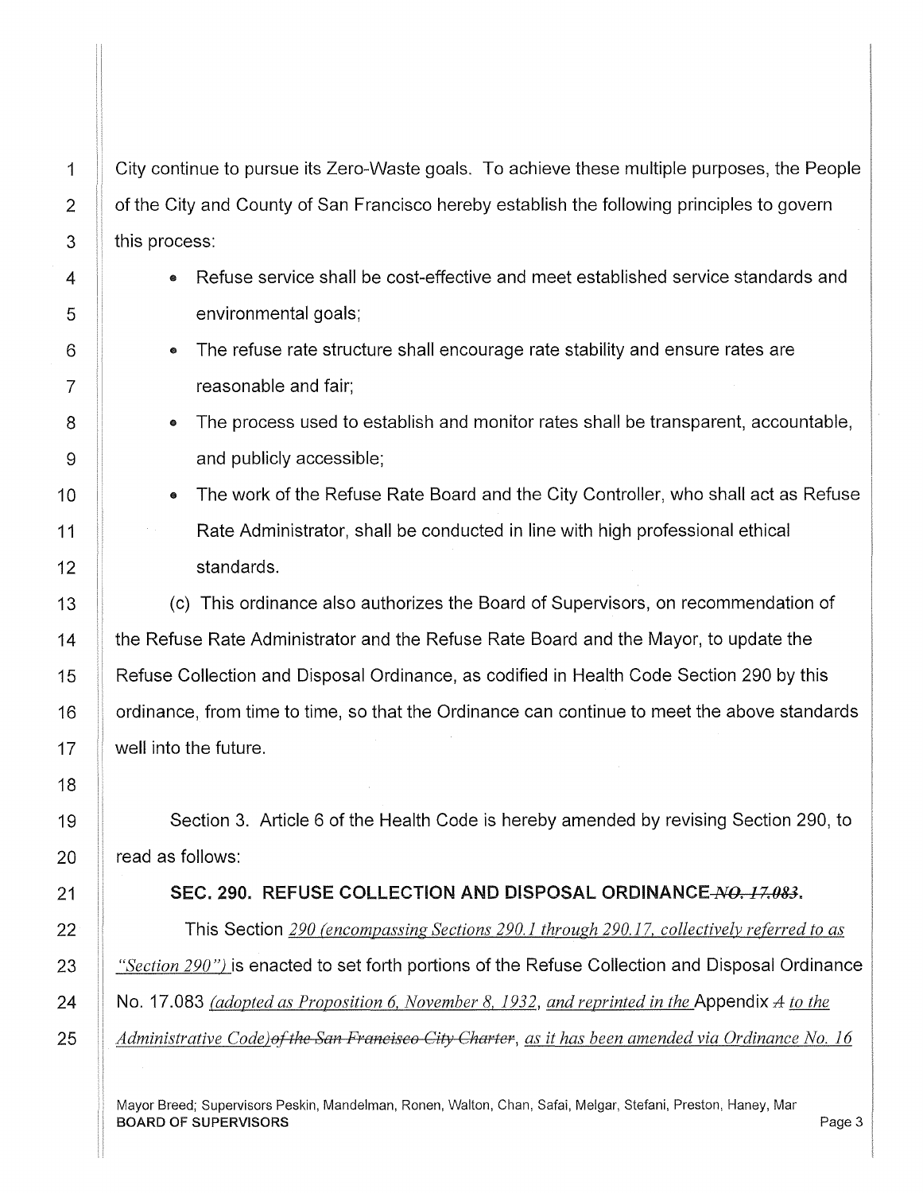City continue to pursue its Zero-Waste goals. To achieve these multiple purposes, the People of the City and County of San Francisco hereby establish the following principles to govern this process:

- Refuse service shall be cost-effective and meet established service standards and environmental goals;
- The refuse rate structure shall encourage rate stability and ensure rates are reasonable and fair;
- The process used to establish and monitor rates shall be transparent, accountable, and publicly accessible;
- The work of the Refuse Rate Board and the City Controller, who shall act as Refuse Rate Administrator, shall be conducted in line with high professional ethical standards.

(c) This ordinance also authorizes the Board of Supervisors, on recommendation of the Refuse Rate Administrator and the Refuse Rate Board and the Mayor, to update the Refuse Collection and Disposal Ordinance, as codified in Health Code Section 290 by this ordinance, from time to time, so that the Ordinance can continue to meet the above standards well into the future.

Section 3. Article 6 of the Health Code is hereby amended by revising Section 290, to read as follows:

**SEC. 290. REFUSE COLLECTION AND DISPOSAL ORDINANCE ~~NO. 17.083~~.**

This Section *290 (encompassing Sections 290.1 through 290.17, collectively referred to as "Section 290")* is enacted to set forth portions of the Refuse Collection and Disposal Ordinance No. 17.083 *(adopted as Proposition 6, November 8, 1932, and reprinted in the* Appendix ~~A~~ *to the Administrative Code)*~~of the San Francisco City Charter~~, *as it has been amended via Ordinance No. 16*

Mayor Breed; Supervisors Peskin, Mandelman, Ronen, Walton, Chan, Safai, Melgar, Stefani, Preston, Haney, Mar
**BOARD OF SUPERVISORS**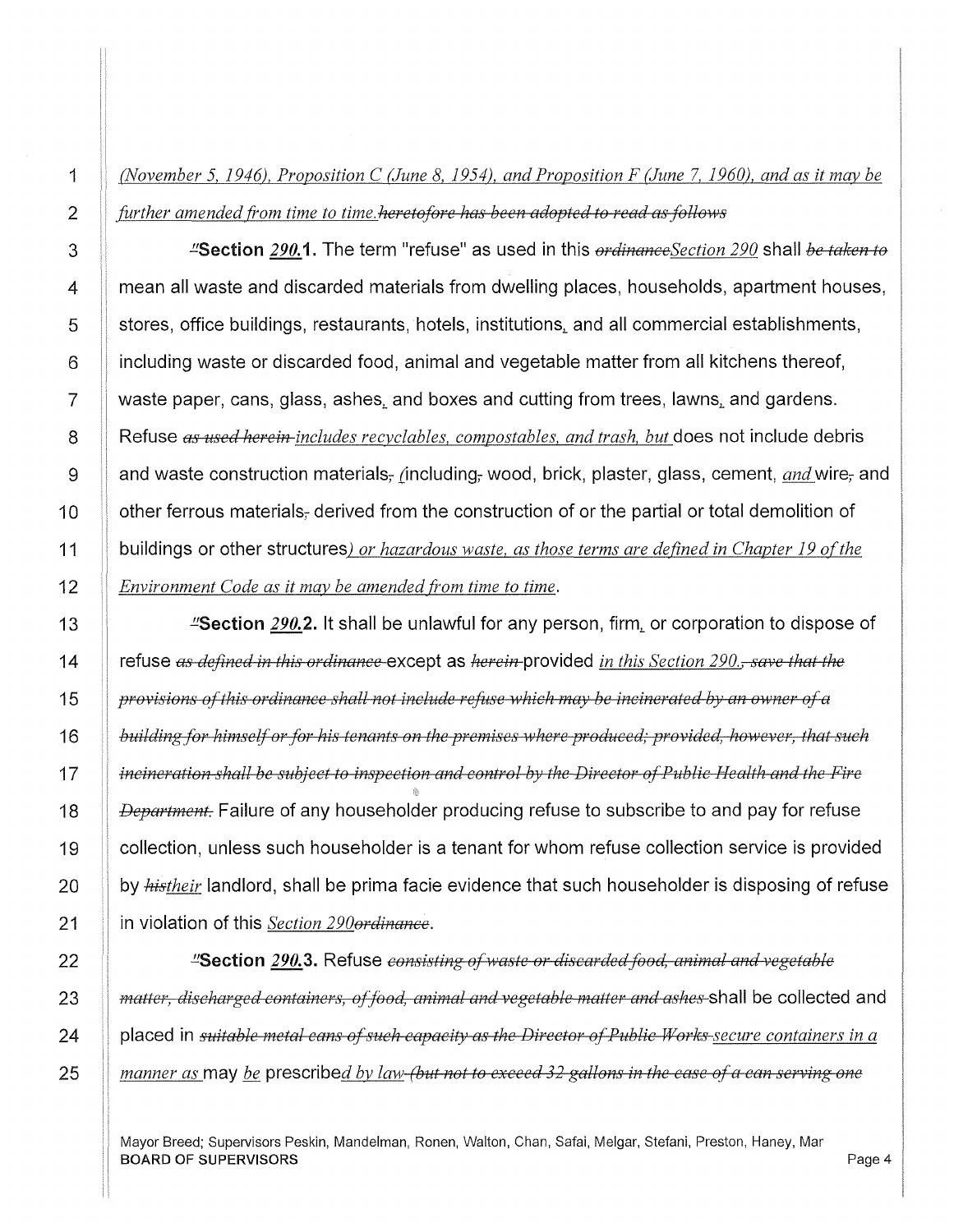*(November 5, 1946), Proposition C (June 8, 1954), and Proposition F (June 7, 1960), and as it may be further amended from time to time.*~~heretofore has been adopted to read as follows~~

~~"~~**Section *290.*1.** The term "refuse" as used in this ~~ordinance~~*Section 290* shall ~~be taken to~~ mean all waste and discarded materials from dwelling places, households, apartment houses, stores, office buildings, restaurants, hotels, institutions*,* and all commercial establishments, including waste or discarded food, animal and vegetable matter from all kitchens thereof, waste paper, cans, glass, ashes*,* and boxes and cutting from trees, lawns*,* and gardens. Refuse ~~as used herein~~ *includes recyclables, compostables, and trash, but* does not include debris and waste construction materials~~,~~ *(*including~~,~~ wood, brick, plaster, glass, cement, *and* wire~~,~~ and other ferrous materials~~,~~ derived from the construction of or the partial or total demolition of buildings or other structures*) or hazardous waste, as those terms are defined in Chapter 19 of the Environment Code as it may be amended from time to time*.

~~"~~**Section *290.*2.** It shall be unlawful for any person, firm*,* or corporation to dispose of refuse ~~as defined in this ordinance~~ except as ~~herein~~ provided *in this Section 290.*~~, save that the provisions of this ordinance shall not include refuse which may be incinerated by an owner of a building for himself or for his tenants on the premises where produced; provided, however, that such incineration shall be subject to inspection and control by the Director of Public Health and the Fire Department.~~ Failure of any householder producing refuse to subscribe to and pay for refuse collection, unless such householder is a tenant for whom refuse collection service is provided by ~~his~~*their* landlord, shall be prima facie evidence that such householder is disposing of refuse in violation of this *Section 290*~~ordinance~~.

~~"~~**Section *290.*3.** Refuse ~~consisting of waste or discarded food, animal and vegetable matter, discharged containers, of food, animal and vegetable matter and ashes~~ shall be collected and placed in ~~suitable metal cans of such capacity as the Director of Public Works~~ *secure containers in a manner as* may *be* prescribe*d by law* ~~(but not to exceed 32 gallons in the case of a can serving one~~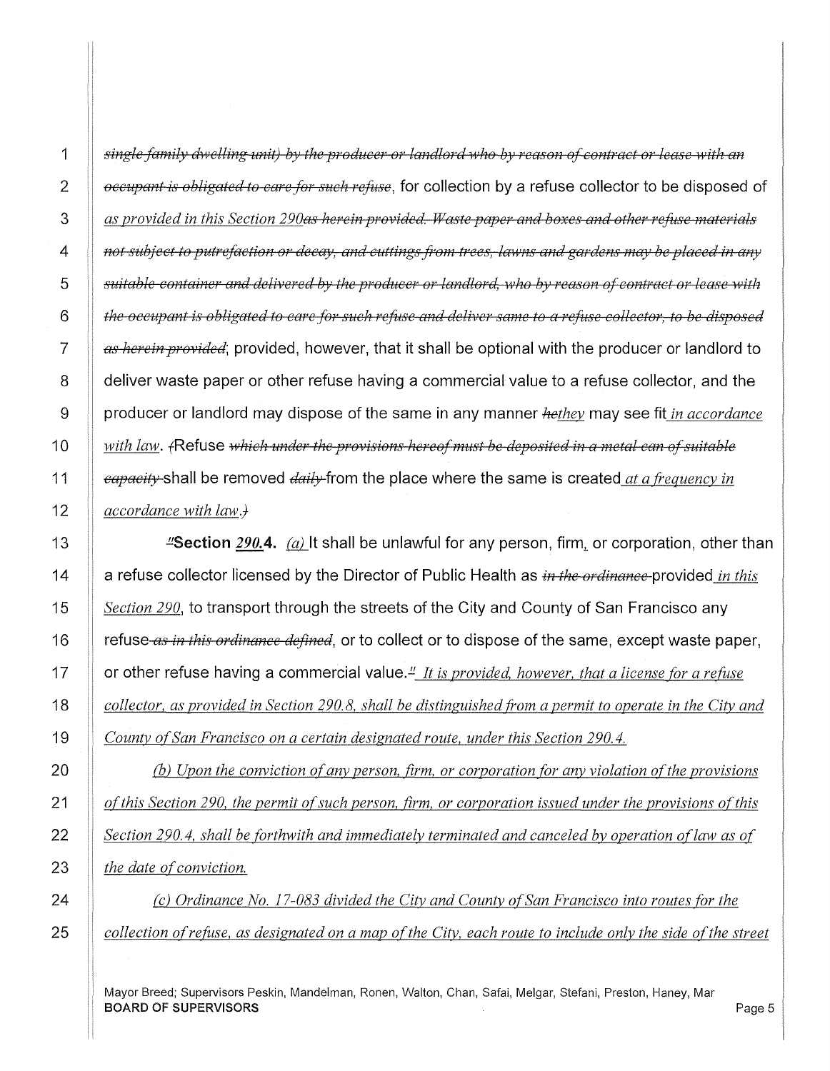~~*single family dwelling unit) by the producer or landlord who by reason of contract or lease with an occupant is obligated to care for such refuse*~~, for collection by a refuse collector to be disposed of *as provided in this Section 290*~~*as herein provided. Waste paper and boxes and other refuse materials not subject to putrefaction or decay, and cuttings from trees, lawns and gardens may be placed in any suitable container and delivered by the producer or landlord, who by reason of contract or lease with the occupant is obligated to care for such refuse and deliver same to a refuse collector, to be disposed as herein provided*~~; provided, however, that it shall be optional with the producer or landlord to deliver waste paper or other refuse having a commercial value to a refuse collector, and the producer or landlord may dispose of the same in any manner ~~he~~*they* may see fit *in accordance with law*. ~~(~~Refuse ~~*which under the provisions hereof must be deposited in a metal can of suitable capacity*~~ shall be removed ~~*daily*~~ from the place where the same is created *at a frequency in accordance with law*.~~)~~

~~"~~**Section *290.*4.** *(a)* It shall be unlawful for any person, firm*,* or corporation, other than a refuse collector licensed by the Director of Public Health as ~~*in the ordinance*~~ provided *in this Section 290*, to transport through the streets of the City and County of San Francisco any refuse ~~*as in this ordinance defined*~~, or to collect or to dispose of the same, except waste paper, or other refuse having a commercial value.~~"~~ *It is provided, however, that a license for a refuse collector, as provided in Section 290.8, shall be distinguished from a permit to operate in the City and County of San Francisco on a certain designated route, under this Section 290.4.*

*(b) Upon the conviction of any person, firm, or corporation for any violation of the provisions of this Section 290, the permit of such person, firm, or corporation issued under the provisions of this Section 290.4, shall be forthwith and immediately terminated and canceled by operation of law as of the date of conviction.*

*(c) Ordinance No. 17-083 divided the City and County of San Francisco into routes for the collection of refuse, as designated on a map of the City, each route to include only the side of the street*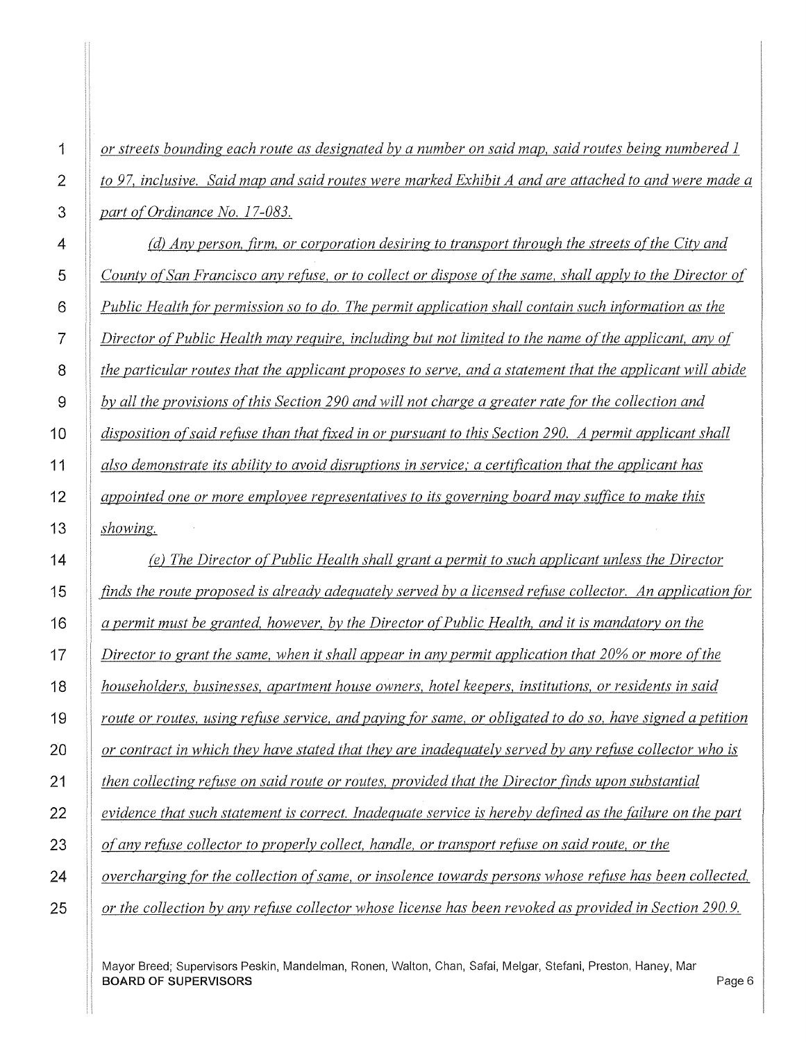*or streets bounding each route as designated by a number on said map, said routes being numbered 1 to 97, inclusive. Said map and said routes were marked Exhibit A and are attached to and were made a part of Ordinance No. 17-083.*

*(d) Any person, firm, or corporation desiring to transport through the streets of the City and County of San Francisco any refuse, or to collect or dispose of the same, shall apply to the Director of Public Health for permission so to do. The permit application shall contain such information as the Director of Public Health may require, including but not limited to the name of the applicant, any of the particular routes that the applicant proposes to serve, and a statement that the applicant will abide by all the provisions of this Section 290 and will not charge a greater rate for the collection and disposition of said refuse than that fixed in or pursuant to this Section 290. A permit applicant shall also demonstrate its ability to avoid disruptions in service; a certification that the applicant has appointed one or more employee representatives to its governing board may suffice to make this showing.*

*(e) The Director of Public Health shall grant a permit to such applicant unless the Director finds the route proposed is already adequately served by a licensed refuse collector. An application for a permit must be granted, however, by the Director of Public Health, and it is mandatory on the Director to grant the same, when it shall appear in any permit application that 20% or more of the householders, businesses, apartment house owners, hotel keepers, institutions, or residents in said route or routes, using refuse service, and paying for same, or obligated to do so, have signed a petition or contract in which they have stated that they are inadequately served by any refuse collector who is then collecting refuse on said route or routes, provided that the Director finds upon substantial evidence that such statement is correct. Inadequate service is hereby defined as the failure on the part of any refuse collector to properly collect, handle, or transport refuse on said route, or the overcharging for the collection of same, or insolence towards persons whose refuse has been collected, or the collection by any refuse collector whose license has been revoked as provided in Section 290.9.*

Mayor Breed; Supervisors Peskin, Mandelman, Ronen, Walton, Chan, Safai, Melgar, Stefani, Preston, Haney, Mar
**BOARD OF SUPERVISORS**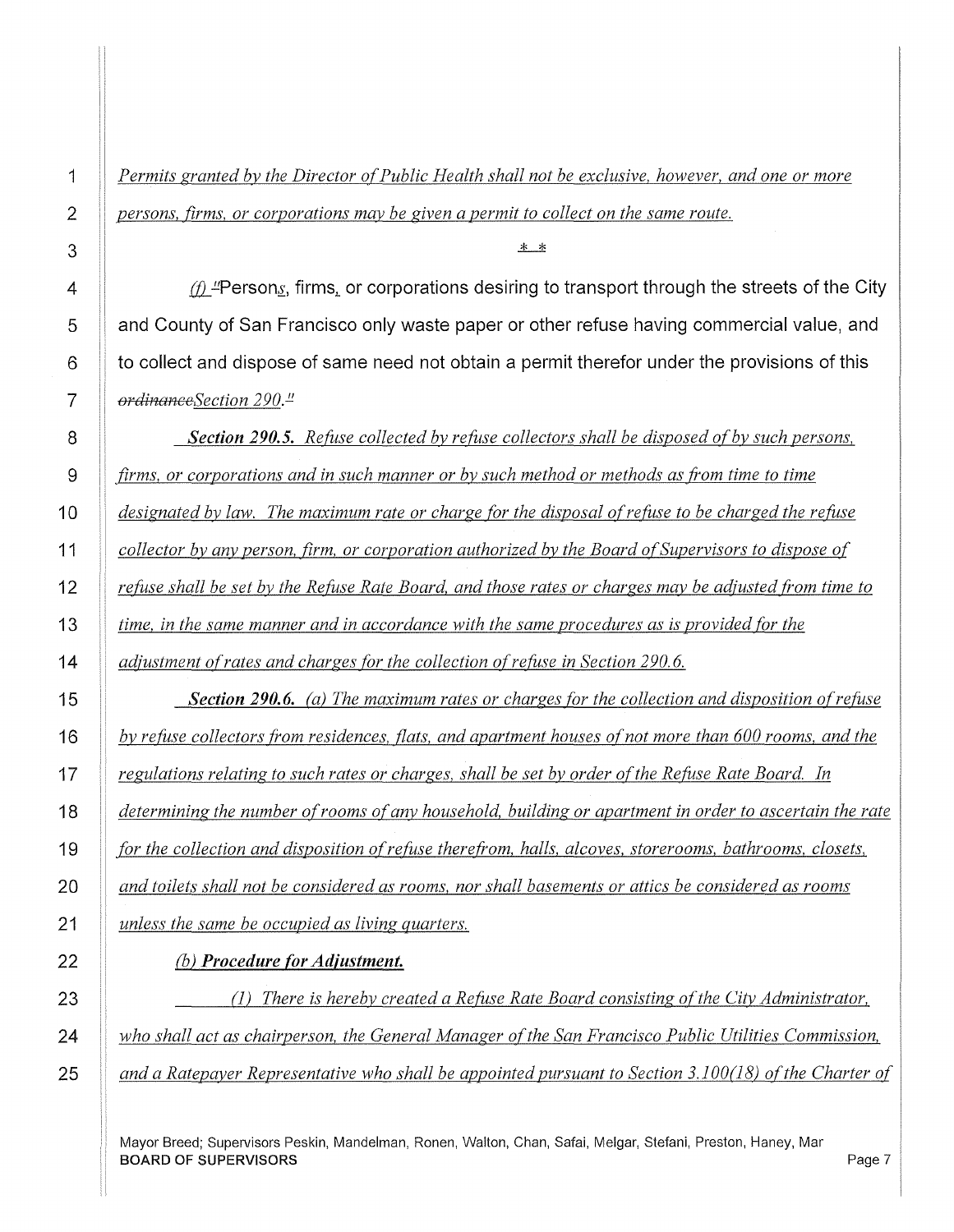*Permits granted by the Director of Public Health shall not be exclusive, however, and one or more persons, firms, or corporations may be given a permit to collect on the same route.*

\* \*

*(f)* "Persons, firms, or corporations desiring to transport through the streets of the City and County of San Francisco only waste paper or other refuse having commercial value, and to collect and dispose of same need not obtain a permit therefor under the provisions of this ~~ordinance~~*Section 290.*"

***Section 290.5.*** *Refuse collected by refuse collectors shall be disposed of by such persons, firms, or corporations and in such manner or by such method or methods as from time to time designated by law. The maximum rate or charge for the disposal of refuse to be charged the refuse collector by any person, firm, or corporation authorized by the Board of Supervisors to dispose of refuse shall be set by the Refuse Rate Board, and those rates or charges may be adjusted from time to time, in the same manner and in accordance with the same procedures as is provided for the adjustment of rates and charges for the collection of refuse in Section 290.6.*

***Section 290.6.*** *(a) The maximum rates or charges for the collection and disposition of refuse by refuse collectors from residences, flats, and apartment houses of not more than 600 rooms, and the regulations relating to such rates or charges, shall be set by order of the Refuse Rate Board. In determining the number of rooms of any household, building or apartment in order to ascertain the rate for the collection and disposition of refuse therefrom, halls, alcoves, storerooms, bathrooms, closets, and toilets shall not be considered as rooms, nor shall basements or attics be considered as rooms unless the same be occupied as living quarters.*

*(b)* ***Procedure for Adjustment.***

*(1) There is hereby created a Refuse Rate Board consisting of the City Administrator, who shall act as chairperson, the General Manager of the San Francisco Public Utilities Commission, and a Ratepayer Representative who shall be appointed pursuant to Section 3.100(18) of the Charter of*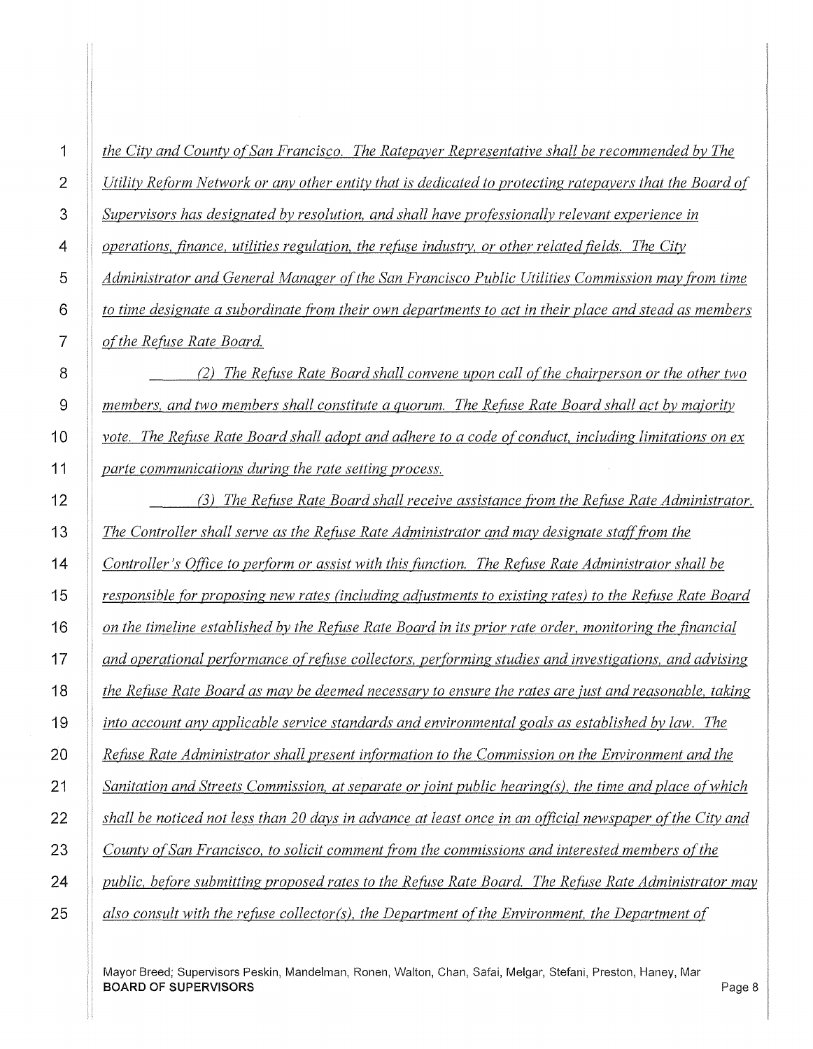*the City and County of San Francisco. The Ratepayer Representative shall be recommended by The Utility Reform Network or any other entity that is dedicated to protecting ratepayers that the Board of Supervisors has designated by resolution, and shall have professionally relevant experience in operations, finance, utilities regulation, the refuse industry, or other related fields. The City Administrator and General Manager of the San Francisco Public Utilities Commission may from time to time designate a subordinate from their own departments to act in their place and stead as members of the Refuse Rate Board.*

*(2) The Refuse Rate Board shall convene upon call of the chairperson or the other two members, and two members shall constitute a quorum. The Refuse Rate Board shall act by majority vote. The Refuse Rate Board shall adopt and adhere to a code of conduct, including limitations on ex parte communications during the rate setting process.*

*(3) The Refuse Rate Board shall receive assistance from the Refuse Rate Administrator. The Controller shall serve as the Refuse Rate Administrator and may designate staff from the Controller's Office to perform or assist with this function. The Refuse Rate Administrator shall be responsible for proposing new rates (including adjustments to existing rates) to the Refuse Rate Board on the timeline established by the Refuse Rate Board in its prior rate order, monitoring the financial and operational performance of refuse collectors, performing studies and investigations, and advising the Refuse Rate Board as may be deemed necessary to ensure the rates are just and reasonable, taking into account any applicable service standards and environmental goals as established by law. The Refuse Rate Administrator shall present information to the Commission on the Environment and the Sanitation and Streets Commission, at separate or joint public hearing(s), the time and place of which shall be noticed not less than 20 days in advance at least once in an official newspaper of the City and County of San Francisco, to solicit comment from the commissions and interested members of the public, before submitting proposed rates to the Refuse Rate Board. The Refuse Rate Administrator may also consult with the refuse collector(s), the Department of the Environment, the Department of*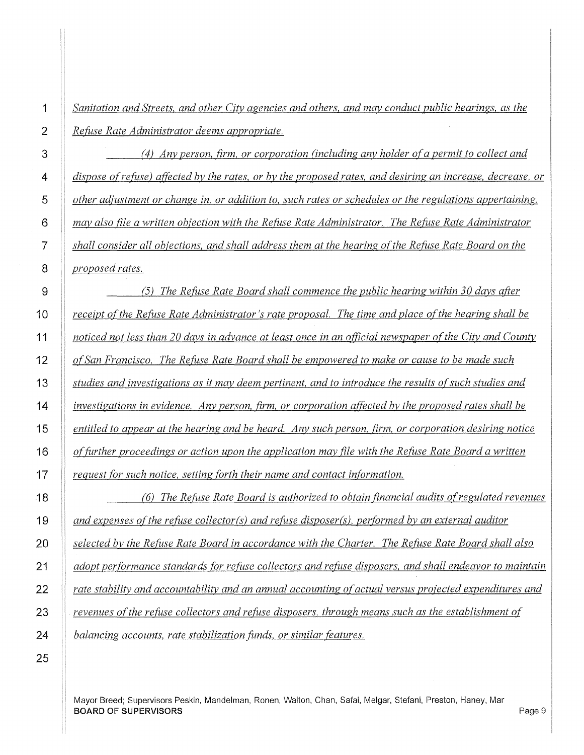*Sanitation and Streets, and other City agencies and others, and may conduct public hearings, as the Refuse Rate Administrator deems appropriate.*

*(4) Any person, firm, or corporation (including any holder of a permit to collect and dispose of refuse) affected by the rates, or by the proposed rates, and desiring an increase, decrease, or other adjustment or change in, or addition to, such rates or schedules or the regulations appertaining, may also file a written objection with the Refuse Rate Administrator. The Refuse Rate Administrator shall consider all objections, and shall address them at the hearing of the Refuse Rate Board on the proposed rates.*

*(5) The Refuse Rate Board shall commence the public hearing within 30 days after receipt of the Refuse Rate Administrator's rate proposal. The time and place of the hearing shall be noticed not less than 20 days in advance at least once in an official newspaper of the City and County of San Francisco. The Refuse Rate Board shall be empowered to make or cause to be made such studies and investigations as it may deem pertinent, and to introduce the results of such studies and investigations in evidence. Any person, firm, or corporation affected by the proposed rates shall be entitled to appear at the hearing and be heard. Any such person, firm, or corporation desiring notice of further proceedings or action upon the application may file with the Refuse Rate Board a written request for such notice, setting forth their name and contact information.*

*(6) The Refuse Rate Board is authorized to obtain financial audits of regulated revenues and expenses of the refuse collector(s) and refuse disposer(s), performed by an external auditor selected by the Refuse Rate Board in accordance with the Charter. The Refuse Rate Board shall also adopt performance standards for refuse collectors and refuse disposers, and shall endeavor to maintain rate stability and accountability and an annual accounting of actual versus projected expenditures and revenues of the refuse collectors and refuse disposers, through means such as the establishment of balancing accounts, rate stabilization funds, or similar features.*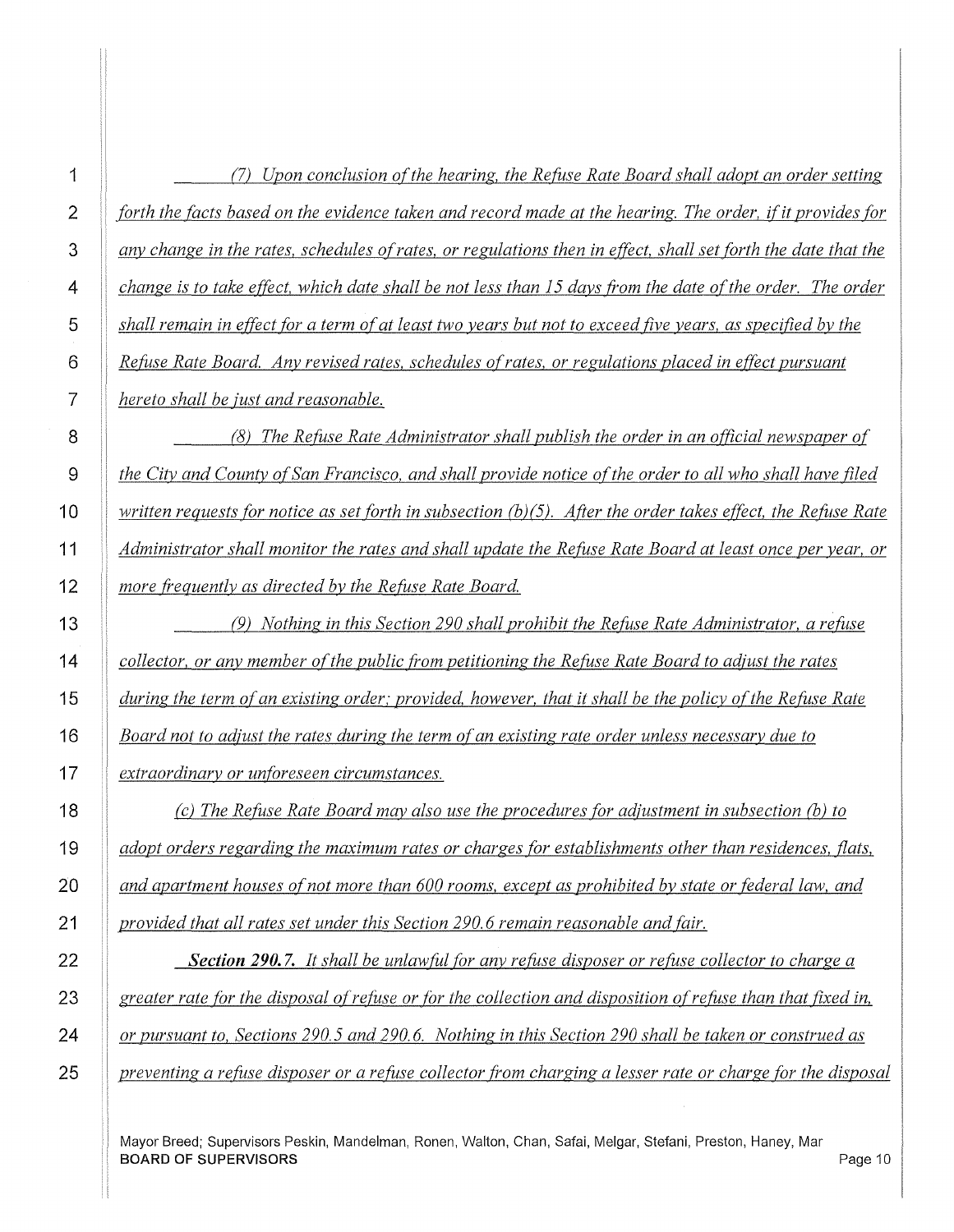*(7) Upon conclusion of the hearing, the Refuse Rate Board shall adopt an order setting forth the facts based on the evidence taken and record made at the hearing. The order, if it provides for any change in the rates, schedules of rates, or regulations then in effect, shall set forth the date that the change is to take effect, which date shall be not less than 15 days from the date of the order. The order shall remain in effect for a term of at least two years but not to exceed five years, as specified by the Refuse Rate Board. Any revised rates, schedules of rates, or regulations placed in effect pursuant hereto shall be just and reasonable.*

*(8) The Refuse Rate Administrator shall publish the order in an official newspaper of the City and County of San Francisco, and shall provide notice of the order to all who shall have filed written requests for notice as set forth in subsection (b)(5). After the order takes effect, the Refuse Rate Administrator shall monitor the rates and shall update the Refuse Rate Board at least once per year, or more frequently as directed by the Refuse Rate Board.*

*(9) Nothing in this Section 290 shall prohibit the Refuse Rate Administrator, a refuse collector, or any member of the public from petitioning the Refuse Rate Board to adjust the rates during the term of an existing order; provided, however, that it shall be the policy of the Refuse Rate Board not to adjust the rates during the term of an existing rate order unless necessary due to extraordinary or unforeseen circumstances.*

*(c) The Refuse Rate Board may also use the procedures for adjustment in subsection (b) to adopt orders regarding the maximum rates or charges for establishments other than residences, flats, and apartment houses of not more than 600 rooms, except as prohibited by state or federal law, and provided that all rates set under this Section 290.6 remain reasonable and fair.*

***Section 290.7.*** *It shall be unlawful for any refuse disposer or refuse collector to charge a greater rate for the disposal of refuse or for the collection and disposition of refuse than that fixed in, or pursuant to, Sections 290.5 and 290.6. Nothing in this Section 290 shall be taken or construed as preventing a refuse disposer or a refuse collector from charging a lesser rate or charge for the disposal*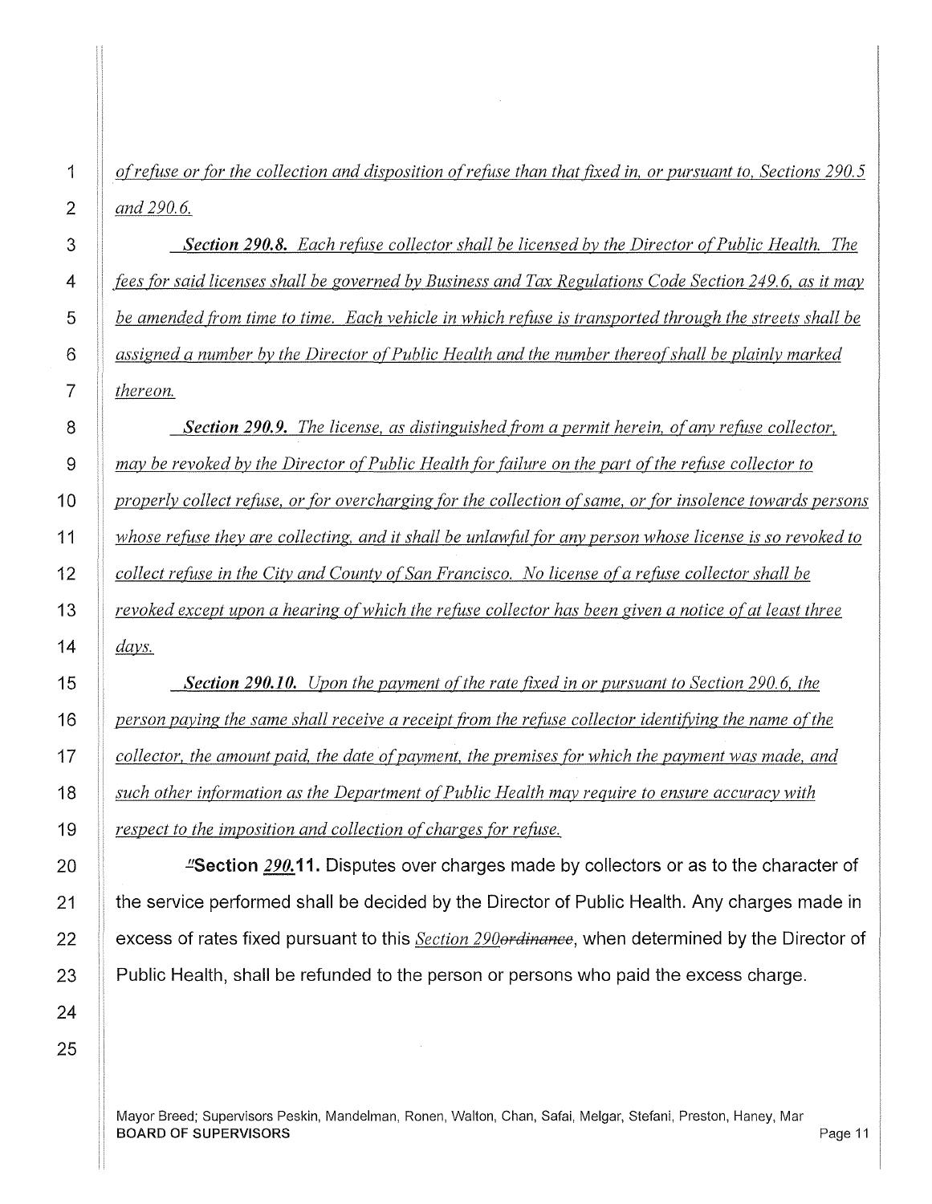*of refuse or for the collection and disposition of refuse than that fixed in, or pursuant to, Sections 290.5 and 290.6.*

***Section 290.8.*** *Each refuse collector shall be licensed by the Director of Public Health. The fees for said licenses shall be governed by Business and Tax Regulations Code Section 249.6, as it may be amended from time to time. Each vehicle in which refuse is transported through the streets shall be assigned a number by the Director of Public Health and the number thereof shall be plainly marked thereon.*

***Section 290.9.*** *The license, as distinguished from a permit herein, of any refuse collector, may be revoked by the Director of Public Health for failure on the part of the refuse collector to properly collect refuse, or for overcharging for the collection of same, or for insolence towards persons whose refuse they are collecting, and it shall be unlawful for any person whose license is so revoked to collect refuse in the City and County of San Francisco. No license of a refuse collector shall be revoked except upon a hearing of which the refuse collector has been given a notice of at least three days.*

***Section 290.10.*** *Upon the payment of the rate fixed in or pursuant to Section 290.6, the person paying the same shall receive a receipt from the refuse collector identifying the name of the collector, the amount paid, the date of payment, the premises for which the payment was made, and such other information as the Department of Public Health may require to ensure accuracy with respect to the imposition and collection of charges for refuse.*

~~"~~**Section *290.*11.** Disputes over charges made by collectors or as to the character of the service performed shall be decided by the Director of Public Health. Any charges made in excess of rates fixed pursuant to this *Section 290*~~ordinance~~, when determined by the Director of Public Health, shall be refunded to the person or persons who paid the excess charge.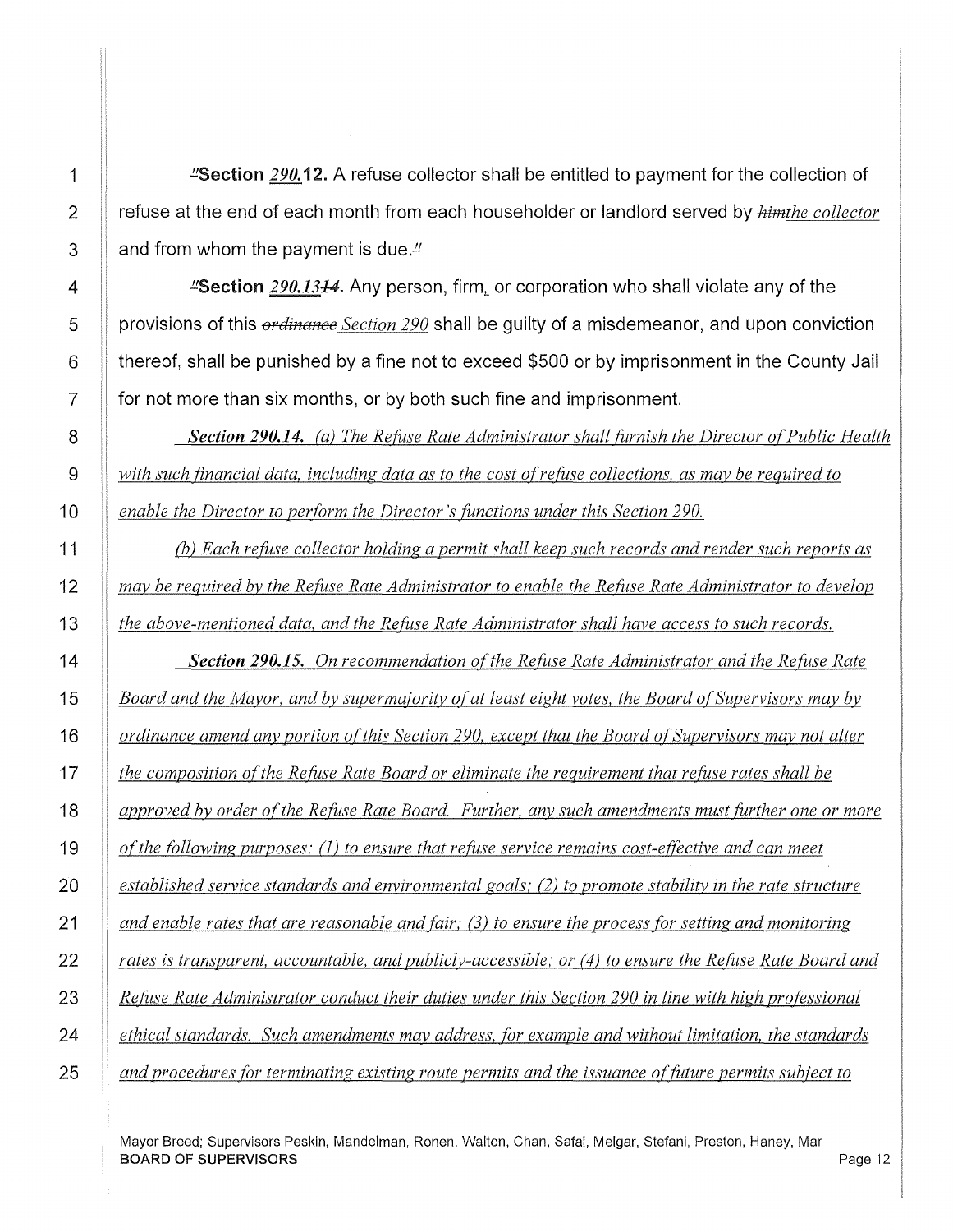"**Section** ***290.*****12.** A refuse collector shall be entitled to payment for the collection of refuse at the end of each month from each householder or landlord served by ~~*him*~~*the collector* and from whom the payment is due."

"**Section** ***290.13~~14~~*****.** Any person, firm, or corporation who shall violate any of the provisions of this ~~*ordinance*~~ *Section 290* shall be guilty of a misdemeanor, and upon conviction thereof, shall be punished by a fine not to exceed $500 or by imprisonment in the County Jail for not more than six months, or by both such fine and imprisonment.

***Section 290.14.*** *(a) The Refuse Rate Administrator shall furnish the Director of Public Health with such financial data, including data as to the cost of refuse collections, as may be required to enable the Director to perform the Director's functions under this Section 290.*

*(b) Each refuse collector holding a permit shall keep such records and render such reports as may be required by the Refuse Rate Administrator to enable the Refuse Rate Administrator to develop the above-mentioned data, and the Refuse Rate Administrator shall have access to such records.*

***Section 290.15.*** *On recommendation of the Refuse Rate Administrator and the Refuse Rate Board and the Mayor, and by supermajority of at least eight votes, the Board of Supervisors may by ordinance amend any portion of this Section 290, except that the Board of Supervisors may not alter the composition of the Refuse Rate Board or eliminate the requirement that refuse rates shall be approved by order of the Refuse Rate Board. Further, any such amendments must further one or more of the following purposes: (1) to ensure that refuse service remains cost-effective and can meet established service standards and environmental goals; (2) to promote stability in the rate structure and enable rates that are reasonable and fair; (3) to ensure the process for setting and monitoring rates is transparent, accountable, and publicly-accessible; or (4) to ensure the Refuse Rate Board and Refuse Rate Administrator conduct their duties under this Section 290 in line with high professional ethical standards. Such amendments may address, for example and without limitation, the standards and procedures for terminating existing route permits and the issuance of future permits subject to*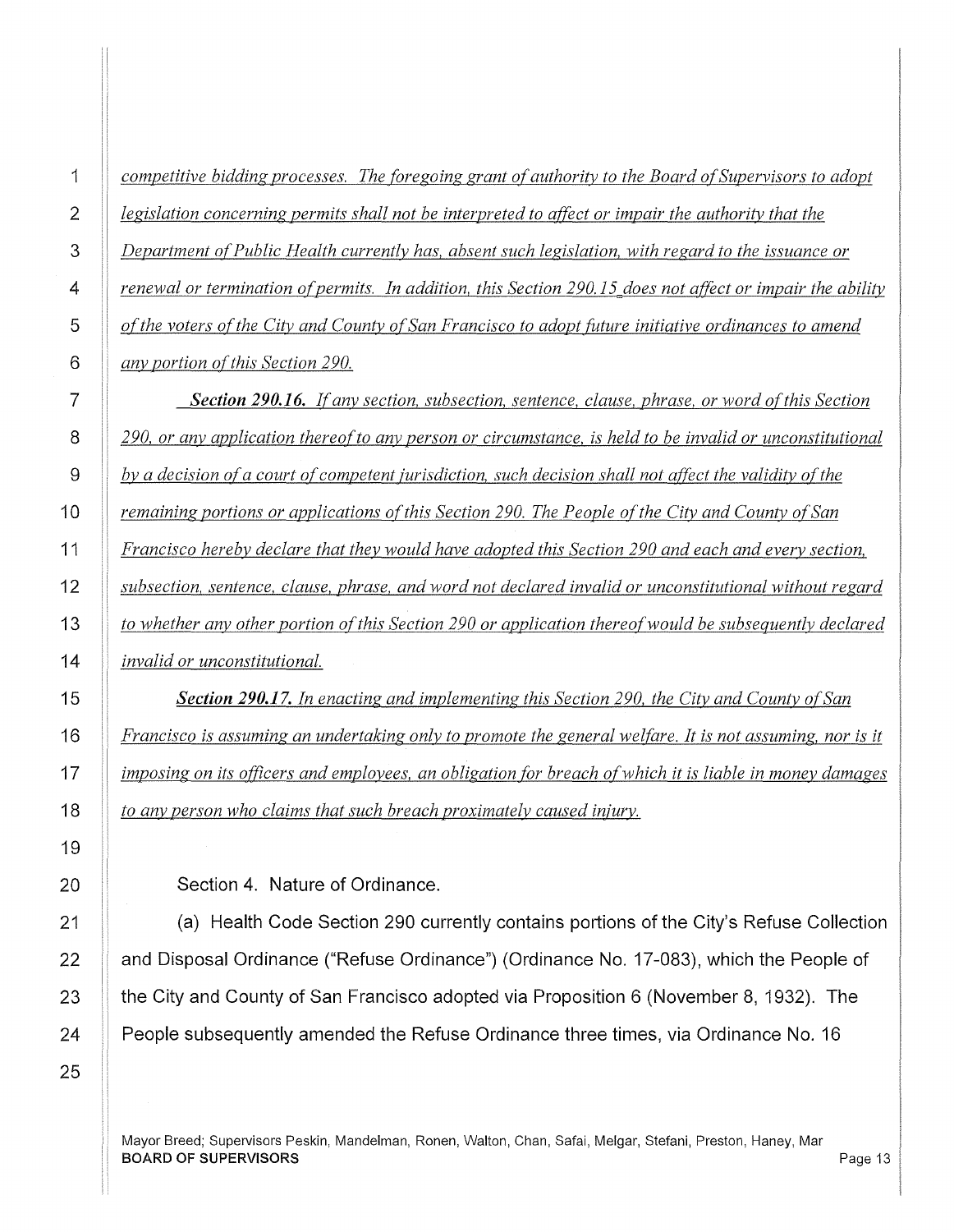*competitive bidding processes. The foregoing grant of authority to the Board of Supervisors to adopt legislation concerning permits shall not be interpreted to affect or impair the authority that the Department of Public Health currently has, absent such legislation, with regard to the issuance or renewal or termination of permits. In addition, this Section 290.15 does not affect or impair the ability of the voters of the City and County of San Francisco to adopt future initiative ordinances to amend any portion of this Section 290.*

***Section 290.16.*** *If any section, subsection, sentence, clause, phrase, or word of this Section 290, or any application thereof to any person or circumstance, is held to be invalid or unconstitutional by a decision of a court of competent jurisdiction, such decision shall not affect the validity of the remaining portions or applications of this Section 290. The People of the City and County of San Francisco hereby declare that they would have adopted this Section 290 and each and every section, subsection, sentence, clause, phrase, and word not declared invalid or unconstitutional without regard to whether any other portion of this Section 290 or application thereof would be subsequently declared invalid or unconstitutional.*

***Section 290.17.*** *In enacting and implementing this Section 290, the City and County of San Francisco is assuming an undertaking only to promote the general welfare. It is not assuming, nor is it imposing on its officers and employees, an obligation for breach of which it is liable in money damages to any person who claims that such breach proximately caused injury.*

Section 4. Nature of Ordinance.

(a) Health Code Section 290 currently contains portions of the City's Refuse Collection and Disposal Ordinance ("Refuse Ordinance") (Ordinance No. 17-083), which the People of the City and County of San Francisco adopted via Proposition 6 (November 8, 1932). The People subsequently amended the Refuse Ordinance three times, via Ordinance No. 16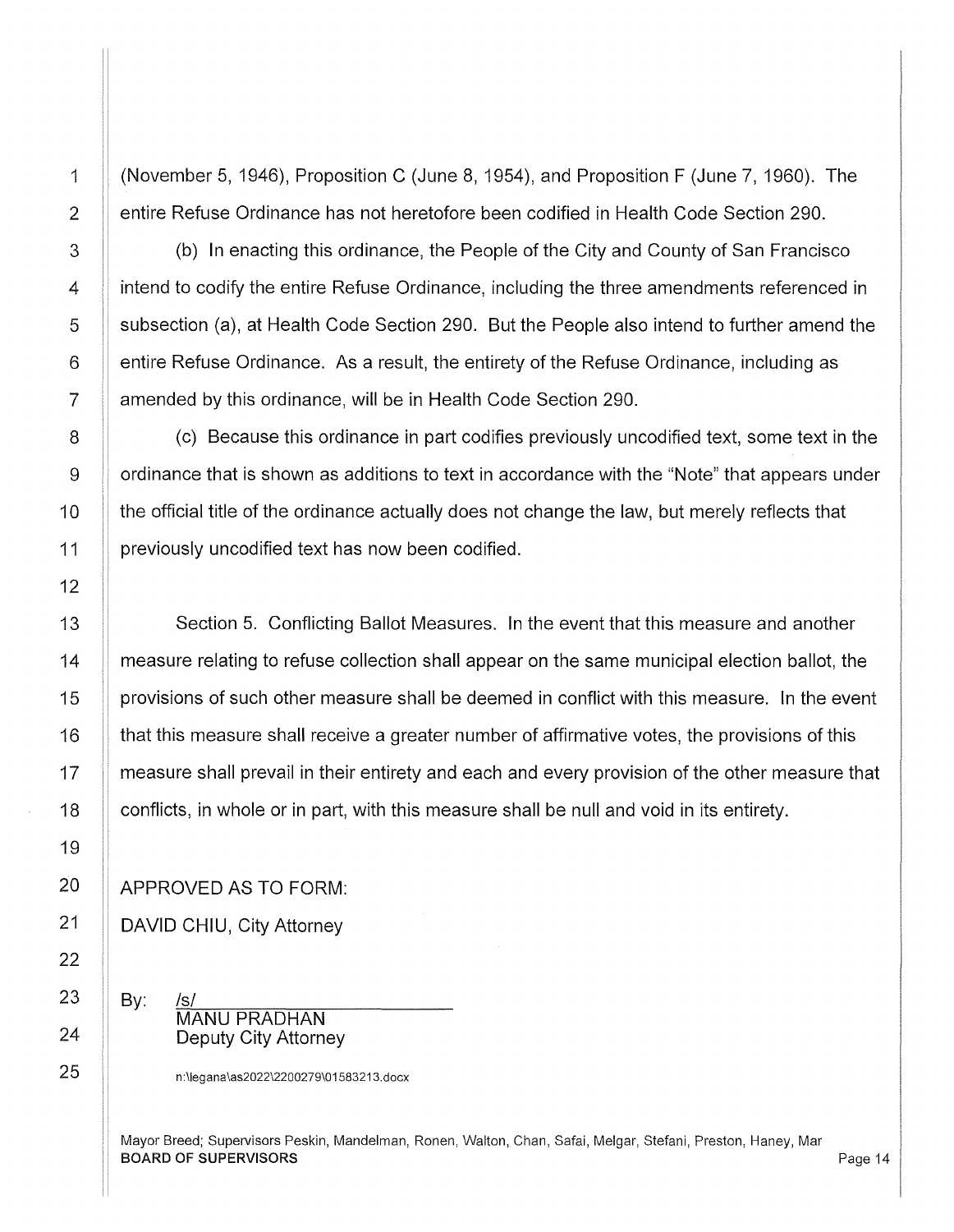(November 5, 1946), Proposition C (June 8, 1954), and Proposition F (June 7, 1960). The entire Refuse Ordinance has not heretofore been codified in Health Code Section 290.

(b) In enacting this ordinance, the People of the City and County of San Francisco intend to codify the entire Refuse Ordinance, including the three amendments referenced in subsection (a), at Health Code Section 290. But the People also intend to further amend the entire Refuse Ordinance. As a result, the entirety of the Refuse Ordinance, including as amended by this ordinance, will be in Health Code Section 290.

(c) Because this ordinance in part codifies previously uncodified text, some text in the ordinance that is shown as additions to text in accordance with the "Note" that appears under the official title of the ordinance actually does not change the law, but merely reflects that previously uncodified text has now been codified.

Section 5. Conflicting Ballot Measures. In the event that this measure and another measure relating to refuse collection shall appear on the same municipal election ballot, the provisions of such other measure shall be deemed in conflict with this measure. In the event that this measure shall receive a greater number of affirmative votes, the provisions of this measure shall prevail in their entirety and each and every provision of the other measure that conflicts, in whole or in part, with this measure shall be null and void in its entirety.

APPROVED AS TO FORM:
DAVID CHIU, City Attorney

By: /s/
MANU PRADHAN
Deputy City Attorney

n:\legana\as2022\2200279\01583213.docx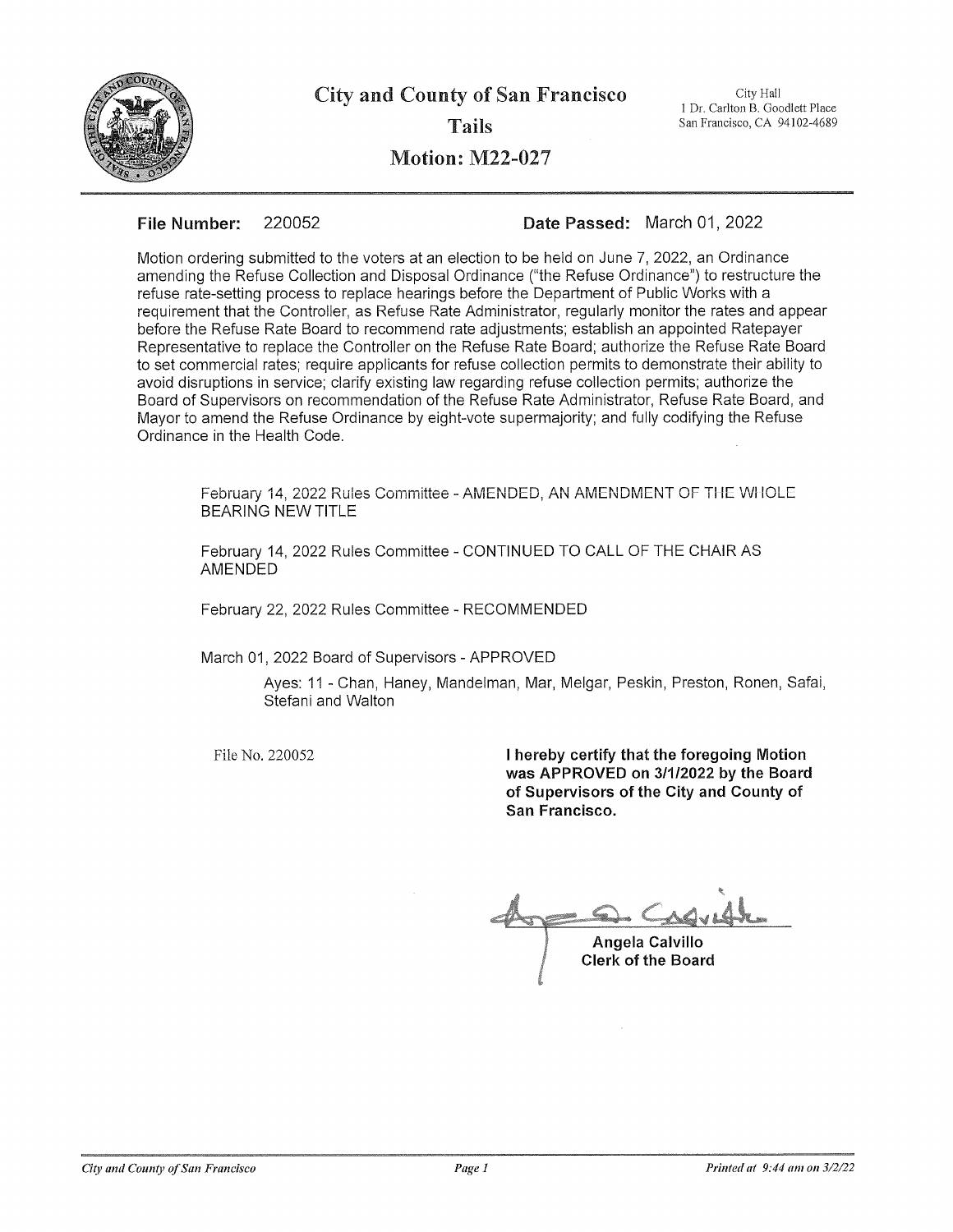# City and County of San Francisco

## Tails

## Motion: M22-027

City Hall
1 Dr. Carlton B. Goodlett Place
San Francisco, CA 94102-4689

**File Number:** 220052 **Date Passed:** March 01, 2022

Motion ordering submitted to the voters at an election to be held on June 7, 2022, an Ordinance amending the Refuse Collection and Disposal Ordinance ("the Refuse Ordinance") to restructure the refuse rate-setting process to replace hearings before the Department of Public Works with a requirement that the Controller, as Refuse Rate Administrator, regularly monitor the rates and appear before the Refuse Rate Board to recommend rate adjustments; establish an appointed Ratepayer Representative to replace the Controller on the Refuse Rate Board; authorize the Refuse Rate Board to set commercial rates; require applicants for refuse collection permits to demonstrate their ability to avoid disruptions in service; clarify existing law regarding refuse collection permits; authorize the Board of Supervisors on recommendation of the Refuse Rate Administrator, Refuse Rate Board, and Mayor to amend the Refuse Ordinance by eight-vote supermajority; and fully codifying the Refuse Ordinance in the Health Code.

February 14, 2022 Rules Committee - AMENDED, AN AMENDMENT OF THE WHOLE BEARING NEW TITLE

February 14, 2022 Rules Committee - CONTINUED TO CALL OF THE CHAIR AS AMENDED

February 22, 2022 Rules Committee - RECOMMENDED

March 01, 2022 Board of Supervisors - APPROVED

Ayes: 11 - Chan, Haney, Mandelman, Mar, Melgar, Peskin, Preston, Ronen, Safai, Stefani and Walton

File No. 220052

**I hereby certify that the foregoing Motion was APPROVED on 3/1/2022 by the Board of Supervisors of the City and County of San Francisco.**

**Angela Calvillo**
**Clerk of the Board**